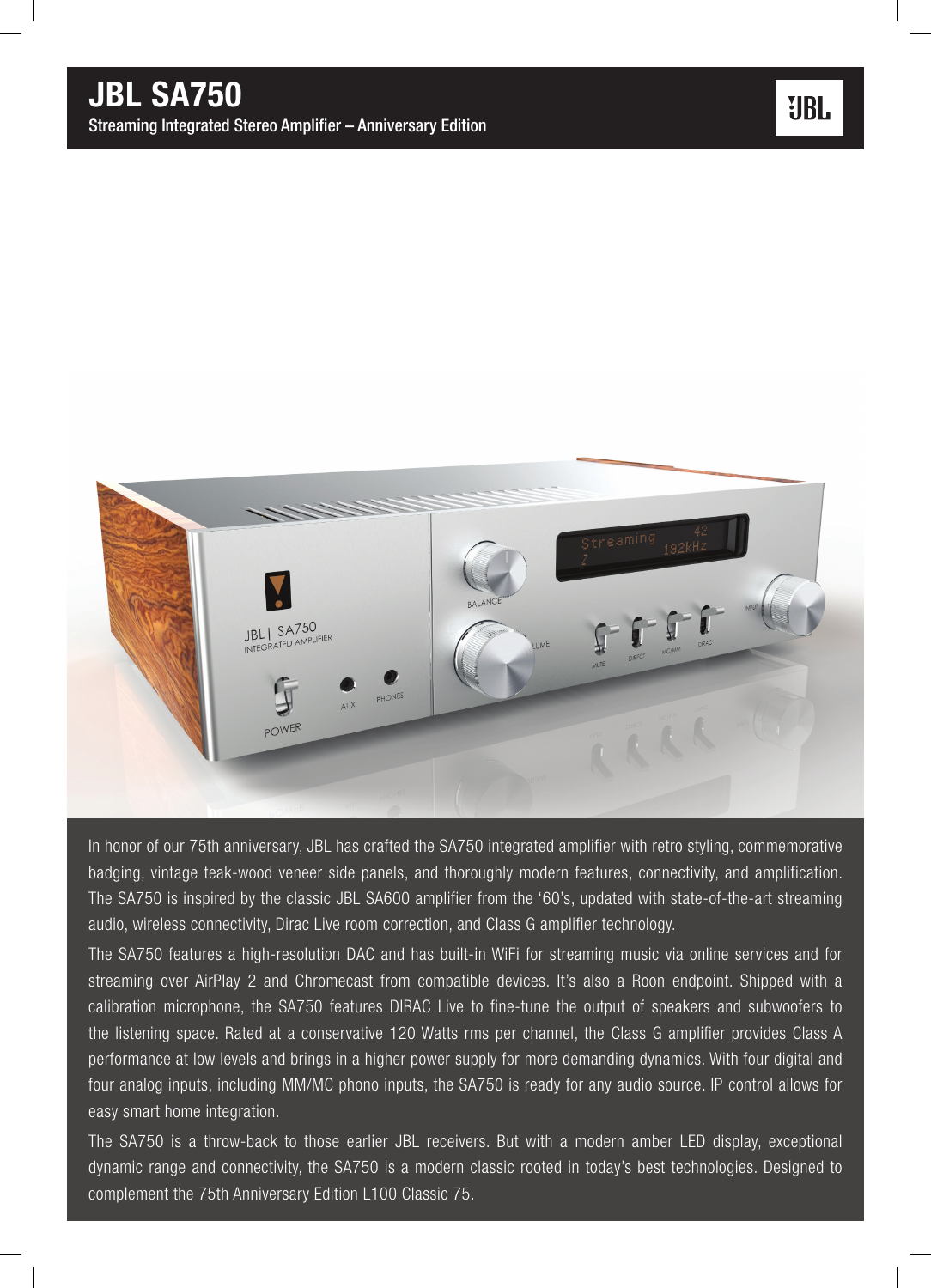# JBL SA750

Streaming Integrated Stereo Amplifier – Anniversary Edition

In honor of our 75th anniversary, JBL has crafted the SA750 integrated amplifier with retro styling, commemorative badging, vintage teak-wood veneer side panels, and thoroughly modern features, connectivity, and amplification. The SA750 is inspired by the classic JBL SA600 amplifier from the '60's, updated with state-of-the-art streaming audio, wireless connectivity, Dirac Live room correction, and Class G amplifier technology.

The SA750 features a high-resolution DAC and has built-in WiFi for streaming music via online services and for streaming over AirPlay 2 and Chromecast from compatible devices. It's also a Roon endpoint. Shipped with a calibration microphone, the SA750 features DIRAC Live to fine-tune the output of speakers and subwoofers to the listening space. Rated at a conservative 120 Watts rms per channel, the Class G amplifier provides Class A performance at low levels and brings in a higher power supply for more demanding dynamics. With four digital and four analog inputs, including MM/MC phono inputs, the SA750 is ready for any audio source. IP control allows for easy smart home integration.

The SA750 is a throw-back to those earlier JBL receivers. But with a modern amber LED display, exceptional dynamic range and connectivity, the SA750 is a modern classic rooted in today's best technologies. Designed to complement the 75th Anniversary Edition L100 Classic 75.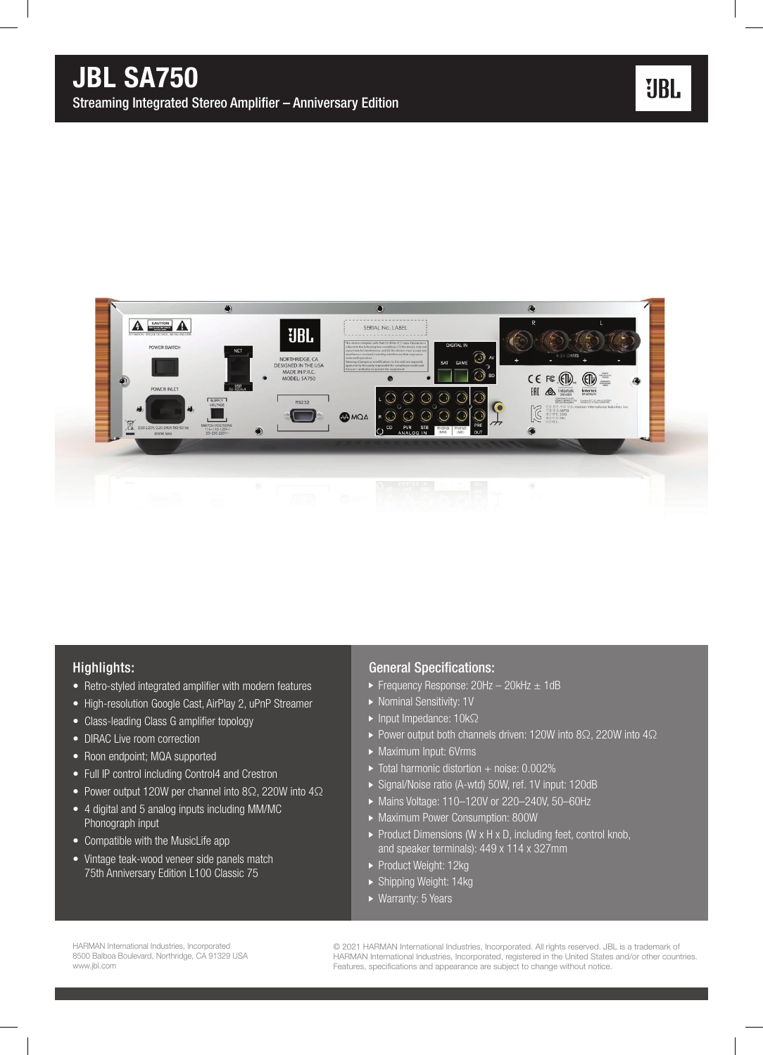# JBL SA750

Streaming Integrated Stereo Amplifier – Anniversary Edition

## Highlights:

- Retro-styled integrated amplifier with modern features
- High-resolution Google Cast, AirPlay 2, uPnP Streamer
- Class-leading Class G amplifier topology
- DIRAC Live room correction
- Roon endpoint; MQA supported
- Full IP control including Control4 and Crestron
- Power output 120W per channel into 8Ω, 220W into 4Ω
- 4 digital and 5 analog inputs including MM/MC Phonograph input
- Compatible with the MusicLife app
- Vintage teak-wood veneer side panels match 75th Anniversary Edition L100 Classic 75

## General Specifications:

- Frequency Response: 20Hz – 20kHz ± 1dB
- Nominal Sensitivity: 1V
- Input Impedance: 10kΩ
- Power output both channels driven: 120W into 8Ω, 220W into 4Ω
- Maximum Input: 6Vrms
- Total harmonic distortion + noise: 0.002%
- Signal/Noise ratio (A-wtd) 50W, ref. 1V input: 120dB
- Mains Voltage: 110–120V or 220–240V, 50–60Hz
- Maximum Power Consumption: 800W
- Product Dimensions (W x H x D, including feet, control knob, and speaker terminals): 449 x 114 x 327mm
- Product Weight: 12kg
- Shipping Weight: 14kg
- Warranty: 5 Years

HARMAN International Industries, Incorporated
8500 Balboa Boulevard, Northridge, CA 91329 USA
www.jbl.com

© 2021 HARMAN International Industries, Incorporated. All rights reserved. JBL is a trademark of HARMAN International Industries, Incorporated, registered in the United States and/or other countries. Features, specifications and appearance are subject to change without notice.